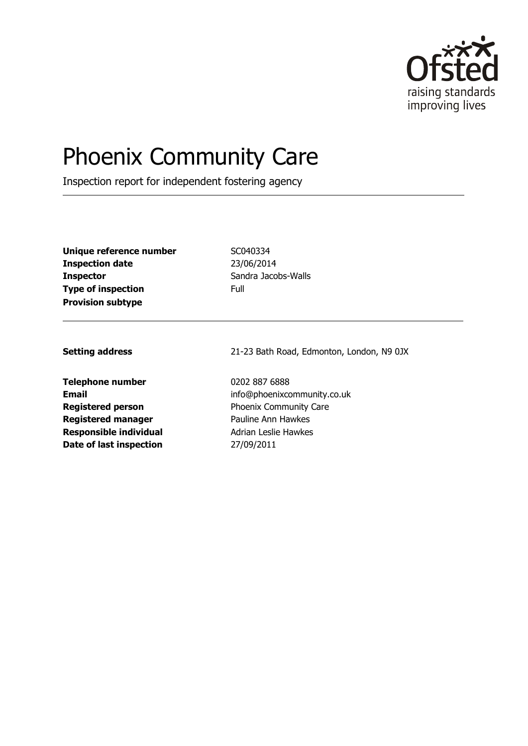Ofsted
raising standards
improving lives

# Phoenix Community Care

Inspection report for independent fostering agency

| | |
|---|---|
| **Unique reference number** | SC040334 |
| **Inspection date** | 23/06/2014 |
| **Inspector** | Sandra Jacobs-Walls |
| **Type of inspection** | Full |
| **Provision subtype** | |

| | |
|---|---|
| **Setting address** | 21-23 Bath Road, Edmonton, London, N9 0JX |
| **Telephone number** | 0202 887 6888 |
| **Email** | info@phoenixcommunity.co.uk |
| **Registered person** | Phoenix Community Care |
| **Registered manager** | Pauline Ann Hawkes |
| **Responsible individual** | Adrian Leslie Hawkes |
| **Date of last inspection** | 27/09/2011 |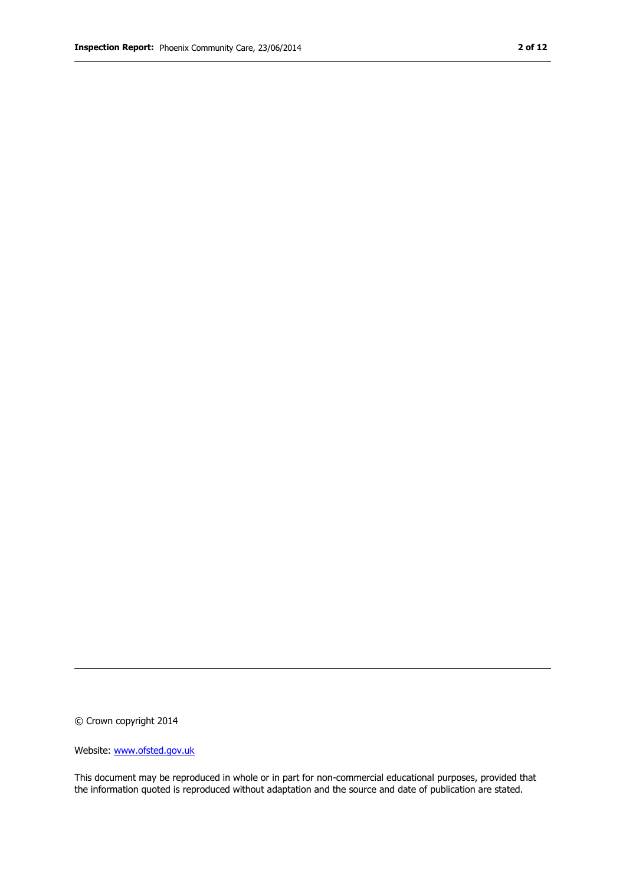© Crown copyright 2014

Website: [www.ofsted.gov.uk](http://www.ofsted.gov.uk)

This document may be reproduced in whole or in part for non-commercial educational purposes, provided that the information quoted is reproduced without adaptation and the source and date of publication are stated.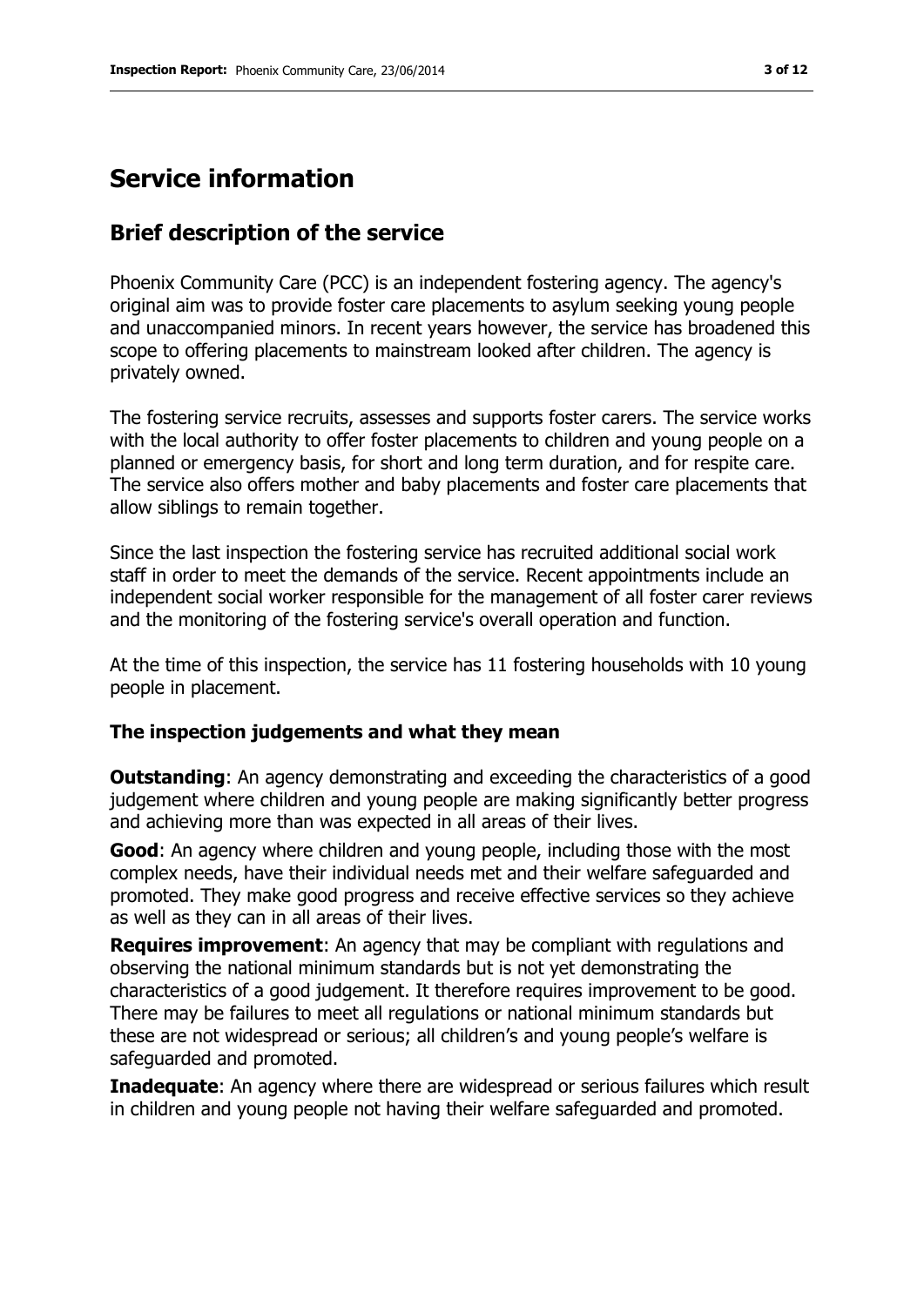# Service information

## Brief description of the service

Phoenix Community Care (PCC) is an independent fostering agency. The agency's original aim was to provide foster care placements to asylum seeking young people and unaccompanied minors. In recent years however, the service has broadened this scope to offering placements to mainstream looked after children. The agency is privately owned.

The fostering service recruits, assesses and supports foster carers. The service works with the local authority to offer foster placements to children and young people on a planned or emergency basis, for short and long term duration, and for respite care. The service also offers mother and baby placements and foster care placements that allow siblings to remain together.

Since the last inspection the fostering service has recruited additional social work staff in order to meet the demands of the service. Recent appointments include an independent social worker responsible for the management of all foster carer reviews and the monitoring of the fostering service's overall operation and function.

At the time of this inspection, the service has 11 fostering households with 10 young people in placement.

### The inspection judgements and what they mean

**Outstanding**: An agency demonstrating and exceeding the characteristics of a good judgement where children and young people are making significantly better progress and achieving more than was expected in all areas of their lives.

**Good**: An agency where children and young people, including those with the most complex needs, have their individual needs met and their welfare safeguarded and promoted. They make good progress and receive effective services so they achieve as well as they can in all areas of their lives.

**Requires improvement**: An agency that may be compliant with regulations and observing the national minimum standards but is not yet demonstrating the characteristics of a good judgement. It therefore requires improvement to be good. There may be failures to meet all regulations or national minimum standards but these are not widespread or serious; all children's and young people's welfare is safeguarded and promoted.

**Inadequate**: An agency where there are widespread or serious failures which result in children and young people not having their welfare safeguarded and promoted.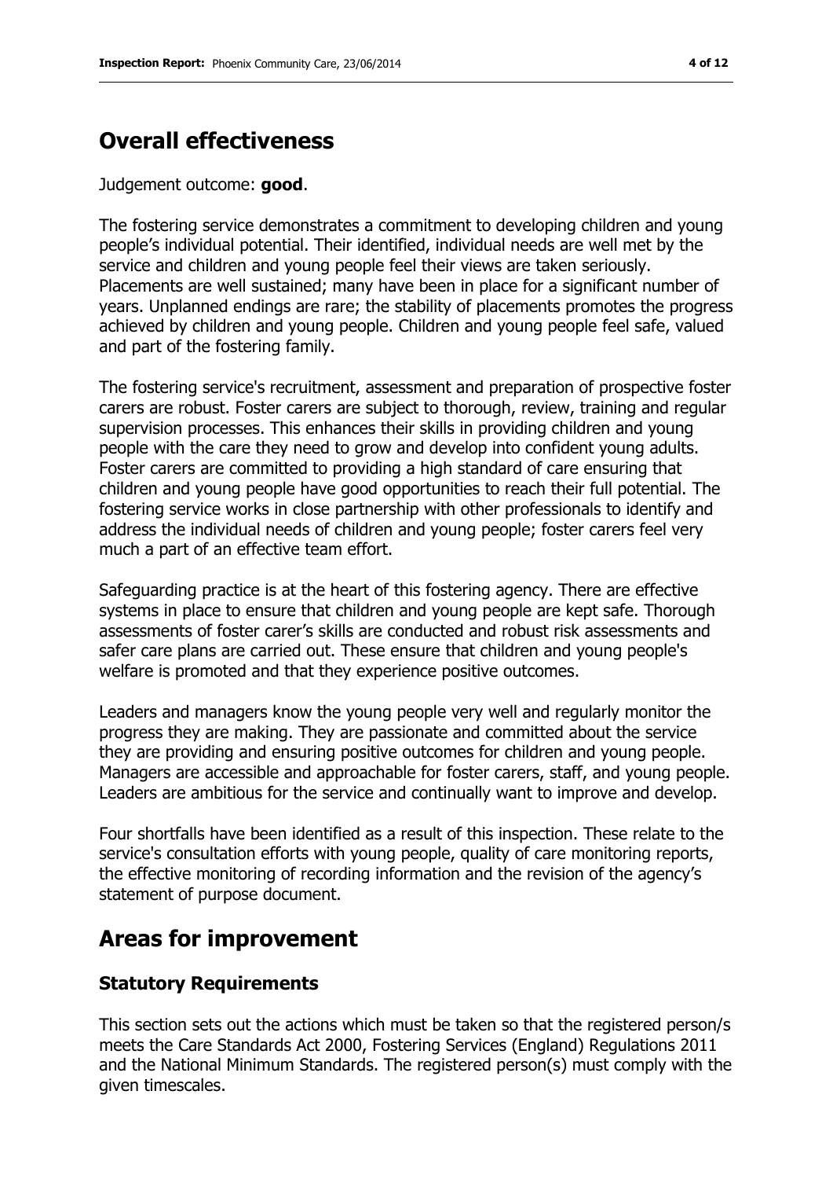## Overall effectiveness

Judgement outcome: **good**.

The fostering service demonstrates a commitment to developing children and young people's individual potential. Their identified, individual needs are well met by the service and children and young people feel their views are taken seriously. Placements are well sustained; many have been in place for a significant number of years. Unplanned endings are rare; the stability of placements promotes the progress achieved by children and young people. Children and young people feel safe, valued and part of the fostering family.

The fostering service's recruitment, assessment and preparation of prospective foster carers are robust. Foster carers are subject to thorough, review, training and regular supervision processes. This enhances their skills in providing children and young people with the care they need to grow and develop into confident young adults. Foster carers are committed to providing a high standard of care ensuring that children and young people have good opportunities to reach their full potential. The fostering service works in close partnership with other professionals to identify and address the individual needs of children and young people; foster carers feel very much a part of an effective team effort.

Safeguarding practice is at the heart of this fostering agency. There are effective systems in place to ensure that children and young people are kept safe. Thorough assessments of foster carer's skills are conducted and robust risk assessments and safer care plans are carried out. These ensure that children and young people's welfare is promoted and that they experience positive outcomes.

Leaders and managers know the young people very well and regularly monitor the progress they are making. They are passionate and committed about the service they are providing and ensuring positive outcomes for children and young people. Managers are accessible and approachable for foster carers, staff, and young people. Leaders are ambitious for the service and continually want to improve and develop.

Four shortfalls have been identified as a result of this inspection. These relate to the service's consultation efforts with young people, quality of care monitoring reports, the effective monitoring of recording information and the revision of the agency's statement of purpose document.

## Areas for improvement

### Statutory Requirements

This section sets out the actions which must be taken so that the registered person/s meets the Care Standards Act 2000, Fostering Services (England) Regulations 2011 and the National Minimum Standards. The registered person(s) must comply with the given timescales.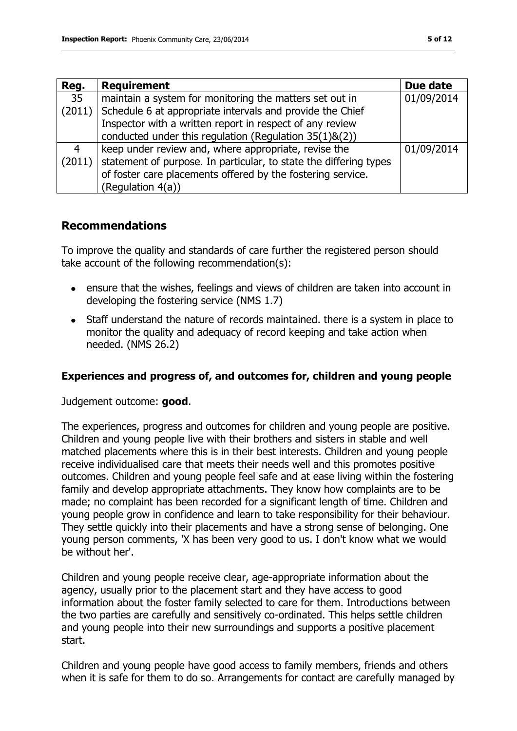| Reg. | Requirement | Due date |
|---|---|---|
| 35 (2011) | maintain a system for monitoring the matters set out in Schedule 6 at appropriate intervals and provide the Chief Inspector with a written report in respect of any review conducted under this regulation (Regulation 35(1)&(2)) | 01/09/2014 |
| 4 (2011) | keep under review and, where appropriate, revise the statement of purpose. In particular, to state the differing types of foster care placements offered by the fostering service. (Regulation 4(a)) | 01/09/2014 |

## Recommendations

To improve the quality and standards of care further the registered person should take account of the following recommendation(s):

- ensure that the wishes, feelings and views of children are taken into account in developing the fostering service (NMS 1.7)
- Staff understand the nature of records maintained. there is a system in place to monitor the quality and adequacy of record keeping and take action when needed. (NMS 26.2)

### Experiences and progress of, and outcomes for, children and young people

Judgement outcome: **good**.

The experiences, progress and outcomes for children and young people are positive. Children and young people live with their brothers and sisters in stable and well matched placements where this is in their best interests. Children and young people receive individualised care that meets their needs well and this promotes positive outcomes. Children and young people feel safe and at ease living within the fostering family and develop appropriate attachments. They know how complaints are to be made; no complaint has been recorded for a significant length of time. Children and young people grow in confidence and learn to take responsibility for their behaviour. They settle quickly into their placements and have a strong sense of belonging. One young person comments, 'X has been very good to us. I don't know what we would be without her'.

Children and young people receive clear, age-appropriate information about the agency, usually prior to the placement start and they have access to good information about the foster family selected to care for them. Introductions between the two parties are carefully and sensitively co-ordinated. This helps settle children and young people into their new surroundings and supports a positive placement start.

Children and young people have good access to family members, friends and others when it is safe for them to do so. Arrangements for contact are carefully managed by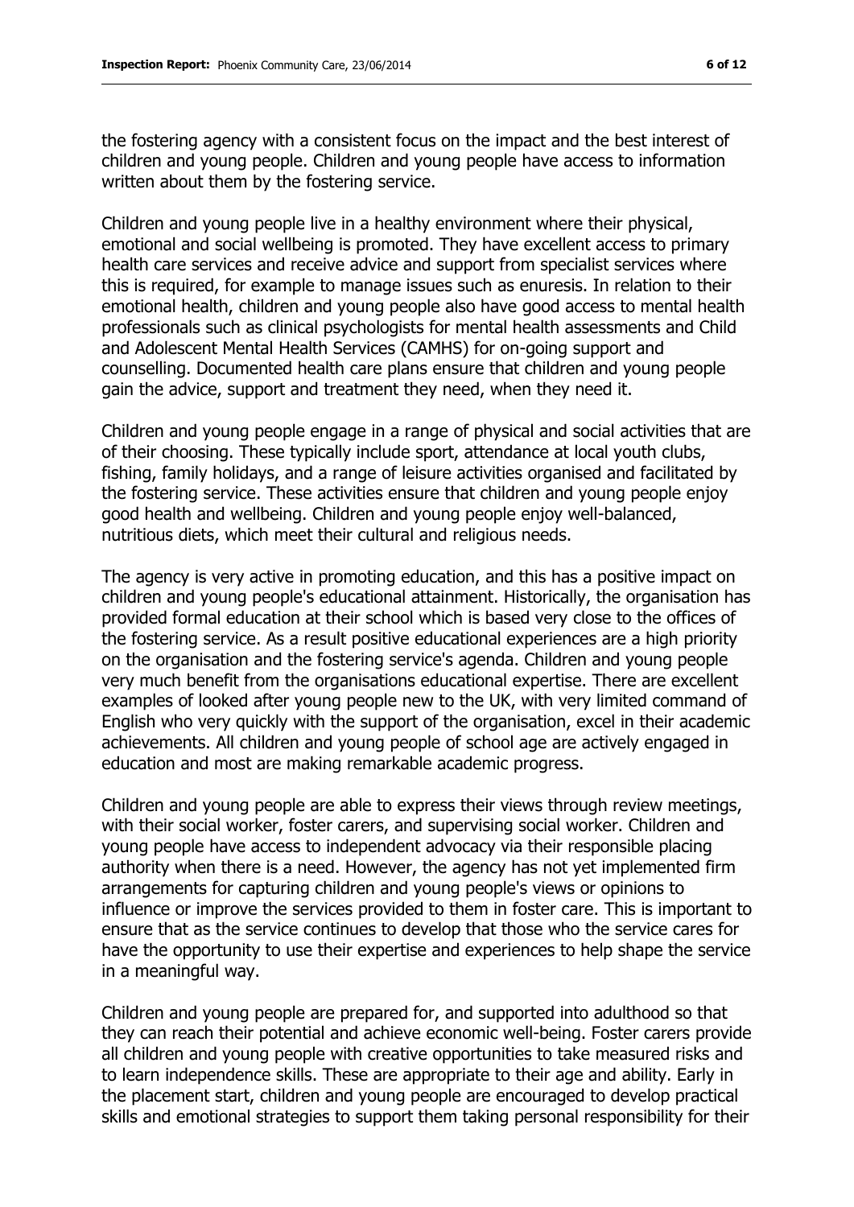the fostering agency with a consistent focus on the impact and the best interest of children and young people. Children and young people have access to information written about them by the fostering service.

Children and young people live in a healthy environment where their physical, emotional and social wellbeing is promoted. They have excellent access to primary health care services and receive advice and support from specialist services where this is required, for example to manage issues such as enuresis. In relation to their emotional health, children and young people also have good access to mental health professionals such as clinical psychologists for mental health assessments and Child and Adolescent Mental Health Services (CAMHS) for on-going support and counselling. Documented health care plans ensure that children and young people gain the advice, support and treatment they need, when they need it.

Children and young people engage in a range of physical and social activities that are of their choosing. These typically include sport, attendance at local youth clubs, fishing, family holidays, and a range of leisure activities organised and facilitated by the fostering service. These activities ensure that children and young people enjoy good health and wellbeing. Children and young people enjoy well-balanced, nutritious diets, which meet their cultural and religious needs.

The agency is very active in promoting education, and this has a positive impact on children and young people's educational attainment. Historically, the organisation has provided formal education at their school which is based very close to the offices of the fostering service. As a result positive educational experiences are a high priority on the organisation and the fostering service's agenda. Children and young people very much benefit from the organisations educational expertise. There are excellent examples of looked after young people new to the UK, with very limited command of English who very quickly with the support of the organisation, excel in their academic achievements. All children and young people of school age are actively engaged in education and most are making remarkable academic progress.

Children and young people are able to express their views through review meetings, with their social worker, foster carers, and supervising social worker. Children and young people have access to independent advocacy via their responsible placing authority when there is a need. However, the agency has not yet implemented firm arrangements for capturing children and young people's views or opinions to influence or improve the services provided to them in foster care. This is important to ensure that as the service continues to develop that those who the service cares for have the opportunity to use their expertise and experiences to help shape the service in a meaningful way.

Children and young people are prepared for, and supported into adulthood so that they can reach their potential and achieve economic well-being. Foster carers provide all children and young people with creative opportunities to take measured risks and to learn independence skills. These are appropriate to their age and ability. Early in the placement start, children and young people are encouraged to develop practical skills and emotional strategies to support them taking personal responsibility for their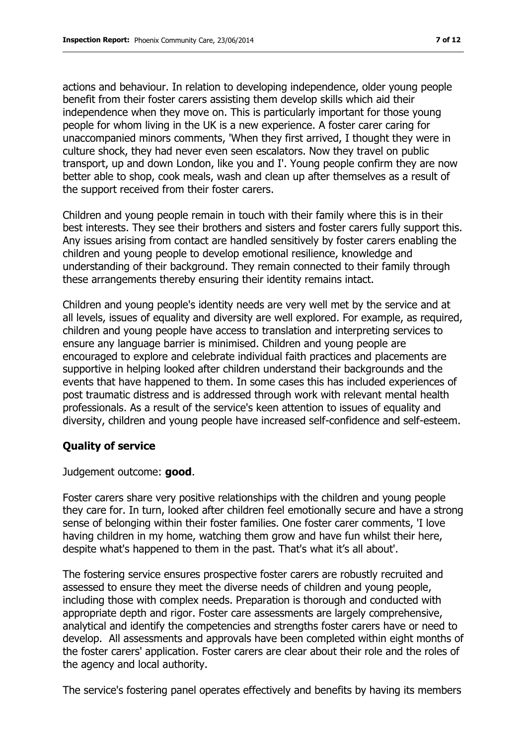actions and behaviour. In relation to developing independence, older young people benefit from their foster carers assisting them develop skills which aid their independence when they move on. This is particularly important for those young people for whom living in the UK is a new experience. A foster carer caring for unaccompanied minors comments, 'When they first arrived, I thought they were in culture shock, they had never even seen escalators. Now they travel on public transport, up and down London, like you and I'. Young people confirm they are now better able to shop, cook meals, wash and clean up after themselves as a result of the support received from their foster carers.

Children and young people remain in touch with their family where this is in their best interests. They see their brothers and sisters and foster carers fully support this. Any issues arising from contact are handled sensitively by foster carers enabling the children and young people to develop emotional resilience, knowledge and understanding of their background. They remain connected to their family through these arrangements thereby ensuring their identity remains intact.

Children and young people's identity needs are very well met by the service and at all levels, issues of equality and diversity are well explored. For example, as required, children and young people have access to translation and interpreting services to ensure any language barrier is minimised. Children and young people are encouraged to explore and celebrate individual faith practices and placements are supportive in helping looked after children understand their backgrounds and the events that have happened to them. In some cases this has included experiences of post traumatic distress and is addressed through work with relevant mental health professionals. As a result of the service's keen attention to issues of equality and diversity, children and young people have increased self-confidence and self-esteem.

## Quality of service

Judgement outcome: **good**.

Foster carers share very positive relationships with the children and young people they care for. In turn, looked after children feel emotionally secure and have a strong sense of belonging within their foster families. One foster carer comments, 'I love having children in my home, watching them grow and have fun whilst their here, despite what's happened to them in the past. That's what it's all about'.

The fostering service ensures prospective foster carers are robustly recruited and assessed to ensure they meet the diverse needs of children and young people, including those with complex needs. Preparation is thorough and conducted with appropriate depth and rigor. Foster care assessments are largely comprehensive, analytical and identify the competencies and strengths foster carers have or need to develop. All assessments and approvals have been completed within eight months of the foster carers' application. Foster carers are clear about their role and the roles of the agency and local authority.

The service's fostering panel operates effectively and benefits by having its members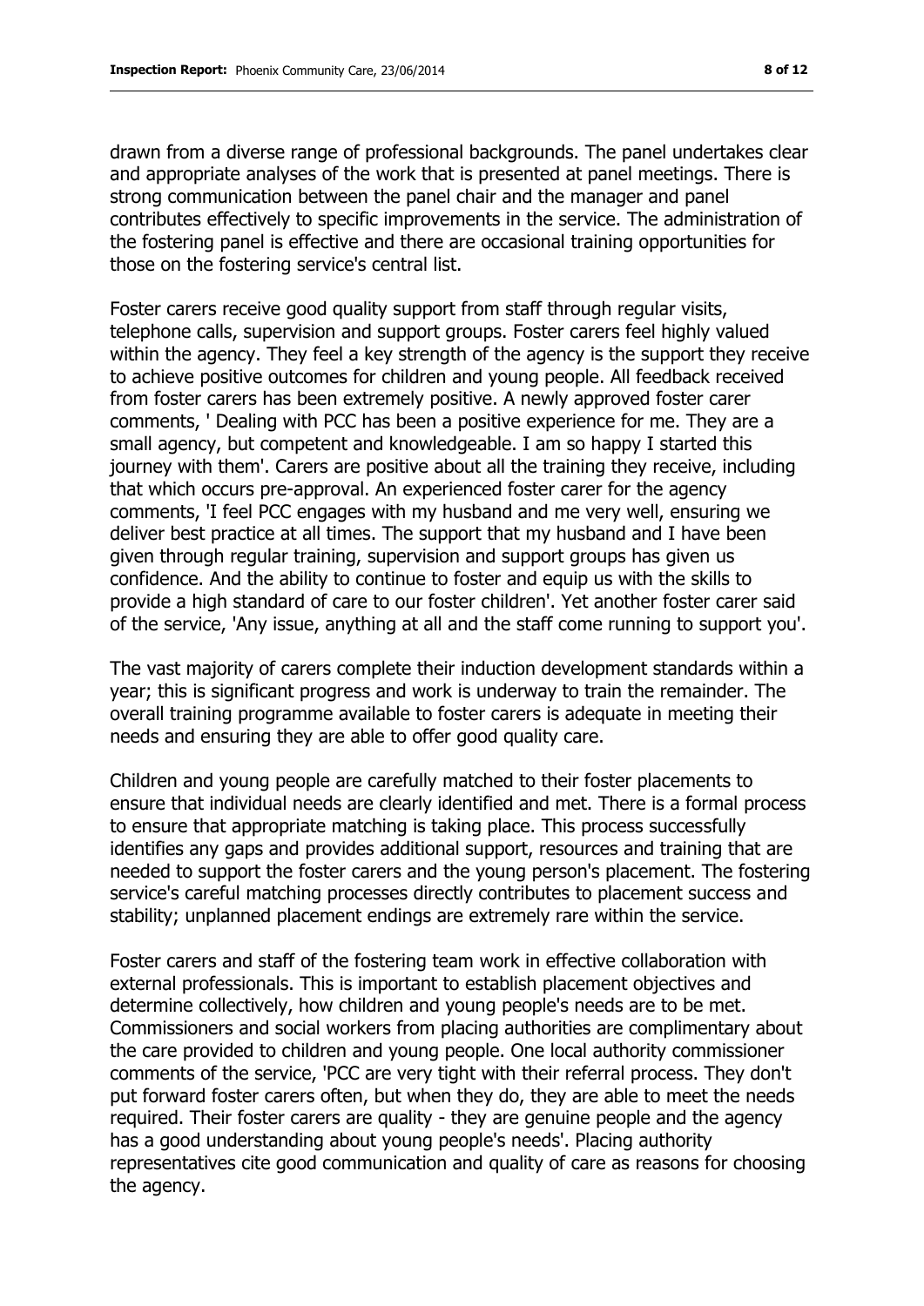drawn from a diverse range of professional backgrounds. The panel undertakes clear and appropriate analyses of the work that is presented at panel meetings. There is strong communication between the panel chair and the manager and panel contributes effectively to specific improvements in the service. The administration of the fostering panel is effective and there are occasional training opportunities for those on the fostering service's central list.

Foster carers receive good quality support from staff through regular visits, telephone calls, supervision and support groups. Foster carers feel highly valued within the agency. They feel a key strength of the agency is the support they receive to achieve positive outcomes for children and young people. All feedback received from foster carers has been extremely positive. A newly approved foster carer comments, ' Dealing with PCC has been a positive experience for me. They are a small agency, but competent and knowledgeable. I am so happy I started this journey with them'. Carers are positive about all the training they receive, including that which occurs pre-approval. An experienced foster carer for the agency comments, 'I feel PCC engages with my husband and me very well, ensuring we deliver best practice at all times. The support that my husband and I have been given through regular training, supervision and support groups has given us confidence. And the ability to continue to foster and equip us with the skills to provide a high standard of care to our foster children'. Yet another foster carer said of the service, 'Any issue, anything at all and the staff come running to support you'.

The vast majority of carers complete their induction development standards within a year; this is significant progress and work is underway to train the remainder. The overall training programme available to foster carers is adequate in meeting their needs and ensuring they are able to offer good quality care.

Children and young people are carefully matched to their foster placements to ensure that individual needs are clearly identified and met. There is a formal process to ensure that appropriate matching is taking place. This process successfully identifies any gaps and provides additional support, resources and training that are needed to support the foster carers and the young person's placement. The fostering service's careful matching processes directly contributes to placement success and stability; unplanned placement endings are extremely rare within the service.

Foster carers and staff of the fostering team work in effective collaboration with external professionals. This is important to establish placement objectives and determine collectively, how children and young people's needs are to be met. Commissioners and social workers from placing authorities are complimentary about the care provided to children and young people. One local authority commissioner comments of the service, 'PCC are very tight with their referral process. They don't put forward foster carers often, but when they do, they are able to meet the needs required. Their foster carers are quality - they are genuine people and the agency has a good understanding about young people's needs'. Placing authority representatives cite good communication and quality of care as reasons for choosing the agency.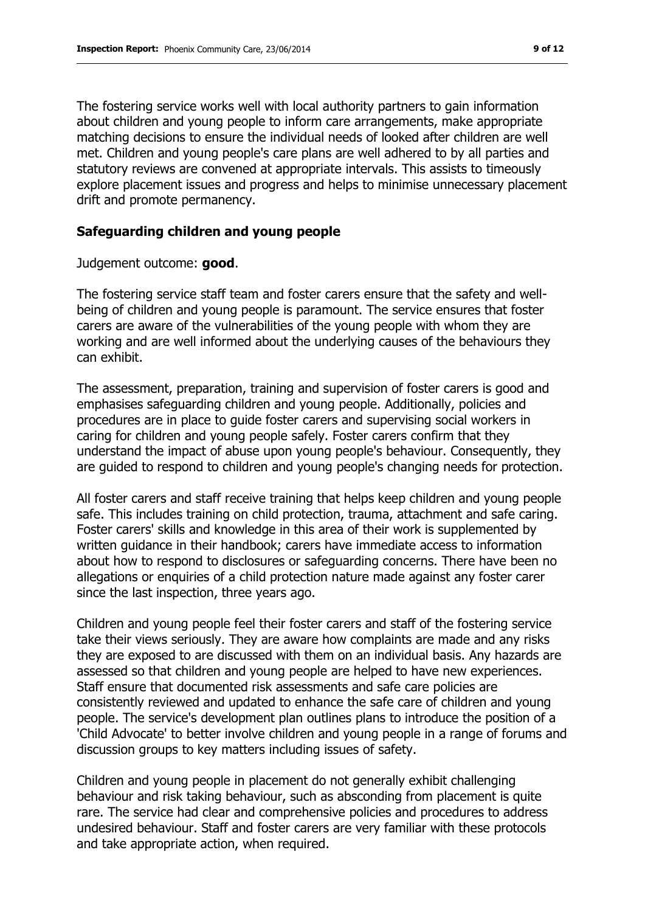The fostering service works well with local authority partners to gain information about children and young people to inform care arrangements, make appropriate matching decisions to ensure the individual needs of looked after children are well met. Children and young people's care plans are well adhered to by all parties and statutory reviews are convened at appropriate intervals. This assists to timeously explore placement issues and progress and helps to minimise unnecessary placement drift and promote permanency.

### Safeguarding children and young people

Judgement outcome: **good**.

The fostering service staff team and foster carers ensure that the safety and well-being of children and young people is paramount. The service ensures that foster carers are aware of the vulnerabilities of the young people with whom they are working and are well informed about the underlying causes of the behaviours they can exhibit.

The assessment, preparation, training and supervision of foster carers is good and emphasises safeguarding children and young people. Additionally, policies and procedures are in place to guide foster carers and supervising social workers in caring for children and young people safely. Foster carers confirm that they understand the impact of abuse upon young people's behaviour. Consequently, they are guided to respond to children and young people's changing needs for protection.

All foster carers and staff receive training that helps keep children and young people safe. This includes training on child protection, trauma, attachment and safe caring. Foster carers' skills and knowledge in this area of their work is supplemented by written guidance in their handbook; carers have immediate access to information about how to respond to disclosures or safeguarding concerns. There have been no allegations or enquiries of a child protection nature made against any foster carer since the last inspection, three years ago.

Children and young people feel their foster carers and staff of the fostering service take their views seriously. They are aware how complaints are made and any risks they are exposed to are discussed with them on an individual basis. Any hazards are assessed so that children and young people are helped to have new experiences. Staff ensure that documented risk assessments and safe care policies are consistently reviewed and updated to enhance the safe care of children and young people. The service's development plan outlines plans to introduce the position of a 'Child Advocate' to better involve children and young people in a range of forums and discussion groups to key matters including issues of safety.

Children and young people in placement do not generally exhibit challenging behaviour and risk taking behaviour, such as absconding from placement is quite rare. The service had clear and comprehensive policies and procedures to address undesired behaviour. Staff and foster carers are very familiar with these protocols and take appropriate action, when required.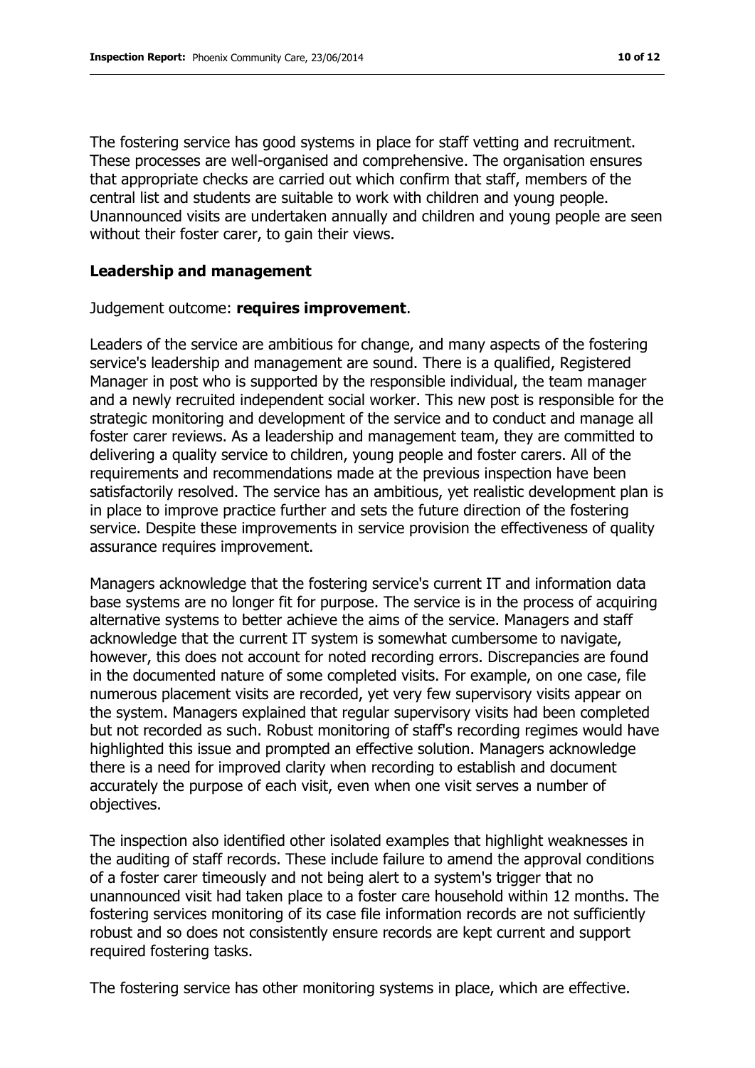The fostering service has good systems in place for staff vetting and recruitment. These processes are well-organised and comprehensive. The organisation ensures that appropriate checks are carried out which confirm that staff, members of the central list and students are suitable to work with children and young people. Unannounced visits are undertaken annually and children and young people are seen without their foster carer, to gain their views.

### Leadership and management

Judgement outcome: **requires improvement**.

Leaders of the service are ambitious for change, and many aspects of the fostering service's leadership and management are sound. There is a qualified, Registered Manager in post who is supported by the responsible individual, the team manager and a newly recruited independent social worker. This new post is responsible for the strategic monitoring and development of the service and to conduct and manage all foster carer reviews. As a leadership and management team, they are committed to delivering a quality service to children, young people and foster carers. All of the requirements and recommendations made at the previous inspection have been satisfactorily resolved. The service has an ambitious, yet realistic development plan is in place to improve practice further and sets the future direction of the fostering service. Despite these improvements in service provision the effectiveness of quality assurance requires improvement.

Managers acknowledge that the fostering service's current IT and information data base systems are no longer fit for purpose. The service is in the process of acquiring alternative systems to better achieve the aims of the service. Managers and staff acknowledge that the current IT system is somewhat cumbersome to navigate, however, this does not account for noted recording errors. Discrepancies are found in the documented nature of some completed visits. For example, on one case, file numerous placement visits are recorded, yet very few supervisory visits appear on the system. Managers explained that regular supervisory visits had been completed but not recorded as such. Robust monitoring of staff's recording regimes would have highlighted this issue and prompted an effective solution. Managers acknowledge there is a need for improved clarity when recording to establish and document accurately the purpose of each visit, even when one visit serves a number of objectives.

The inspection also identified other isolated examples that highlight weaknesses in the auditing of staff records. These include failure to amend the approval conditions of a foster carer timeously and not being alert to a system's trigger that no unannounced visit had taken place to a foster care household within 12 months. The fostering services monitoring of its case file information records are not sufficiently robust and so does not consistently ensure records are kept current and support required fostering tasks.

The fostering service has other monitoring systems in place, which are effective.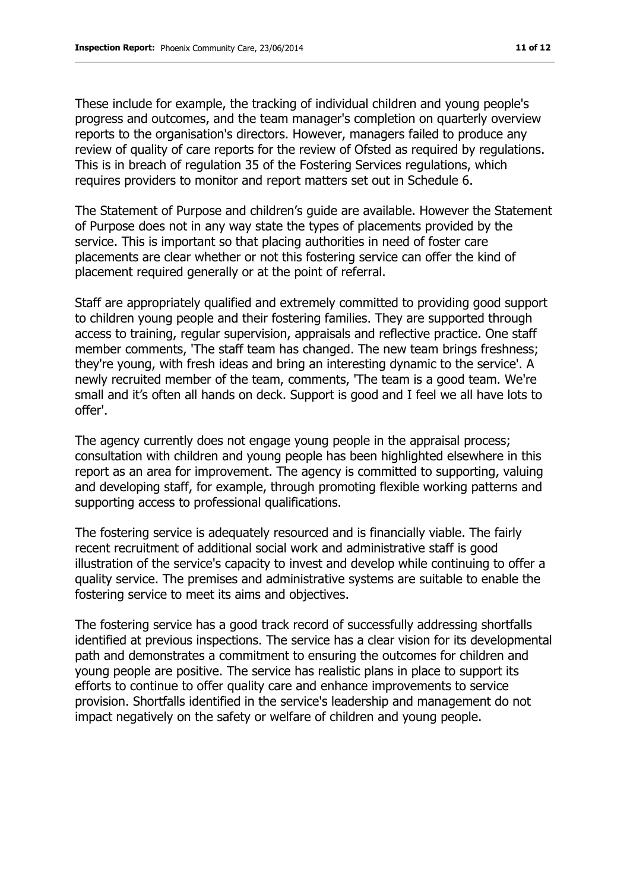These include for example, the tracking of individual children and young people's progress and outcomes, and the team manager's completion on quarterly overview reports to the organisation's directors. However, managers failed to produce any review of quality of care reports for the review of Ofsted as required by regulations. This is in breach of regulation 35 of the Fostering Services regulations, which requires providers to monitor and report matters set out in Schedule 6.

The Statement of Purpose and children's guide are available. However the Statement of Purpose does not in any way state the types of placements provided by the service. This is important so that placing authorities in need of foster care placements are clear whether or not this fostering service can offer the kind of placement required generally or at the point of referral.

Staff are appropriately qualified and extremely committed to providing good support to children young people and their fostering families. They are supported through access to training, regular supervision, appraisals and reflective practice. One staff member comments, 'The staff team has changed. The new team brings freshness; they're young, with fresh ideas and bring an interesting dynamic to the service'. A newly recruited member of the team, comments, 'The team is a good team. We're small and it's often all hands on deck. Support is good and I feel we all have lots to offer'.

The agency currently does not engage young people in the appraisal process; consultation with children and young people has been highlighted elsewhere in this report as an area for improvement. The agency is committed to supporting, valuing and developing staff, for example, through promoting flexible working patterns and supporting access to professional qualifications.

The fostering service is adequately resourced and is financially viable. The fairly recent recruitment of additional social work and administrative staff is good illustration of the service's capacity to invest and develop while continuing to offer a quality service. The premises and administrative systems are suitable to enable the fostering service to meet its aims and objectives.

The fostering service has a good track record of successfully addressing shortfalls identified at previous inspections. The service has a clear vision for its developmental path and demonstrates a commitment to ensuring the outcomes for children and young people are positive. The service has realistic plans in place to support its efforts to continue to offer quality care and enhance improvements to service provision. Shortfalls identified in the service's leadership and management do not impact negatively on the safety or welfare of children and young people.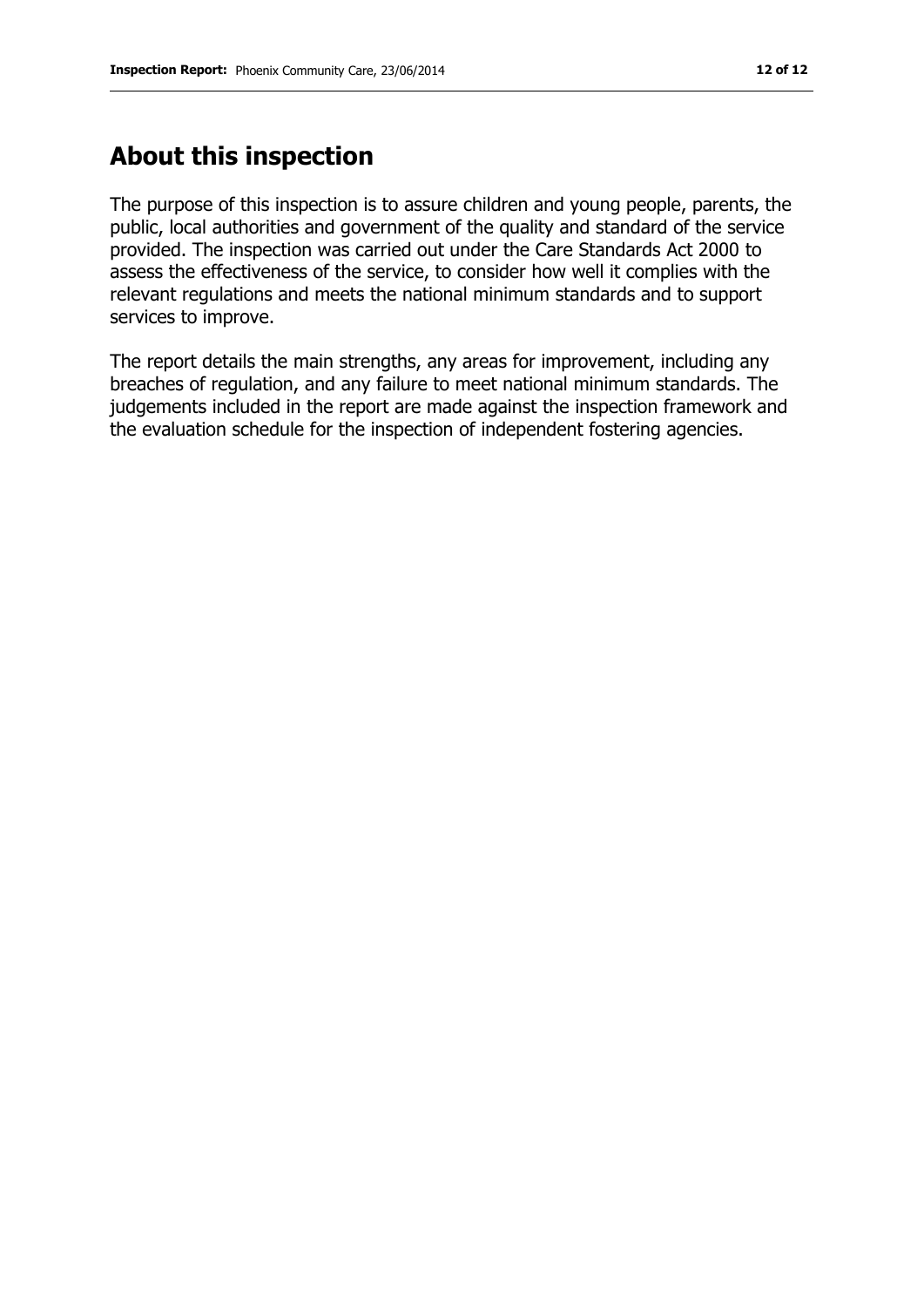## About this inspection

The purpose of this inspection is to assure children and young people, parents, the public, local authorities and government of the quality and standard of the service provided. The inspection was carried out under the Care Standards Act 2000 to assess the effectiveness of the service, to consider how well it complies with the relevant regulations and meets the national minimum standards and to support services to improve.

The report details the main strengths, any areas for improvement, including any breaches of regulation, and any failure to meet national minimum standards. The judgements included in the report are made against the inspection framework and the evaluation schedule for the inspection of independent fostering agencies.